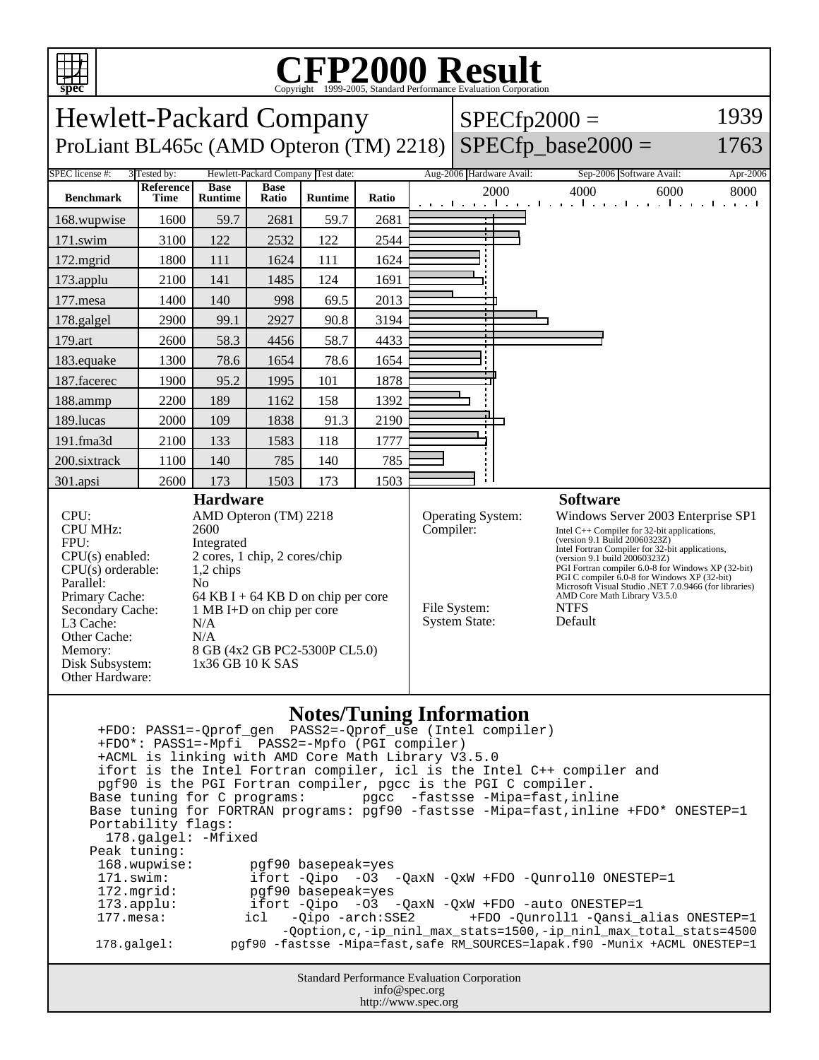# CFP2000 Result

Copyright 1999-2005, Standard Performance Evaluation Corporation

## Hewlett-Packard Company

ProLiant BL465c (AMD Opteron (TM) 2218)

SPECfp2000 = 1939

SPECfp_base2000 = 1763

| SPEC license #: | 3 | Tested by: | Hewlett-Packard Company | Test date: | Aug-2006 | Hardware Avail: | Sep-2006 | Software Avail: | Apr-2006 |
|---|---|---|---|---|---|---|---|---|---|

| Benchmark | Reference Time | Base Runtime | Base Ratio | Runtime | Ratio |
|---|---|---|---|---|---|
| 168.wupwise | 1600 | 59.7 | 2681 | 59.7 | 2681 |
| 171.swim | 3100 | 122 | 2532 | 122 | 2544 |
| 172.mgrid | 1800 | 111 | 1624 | 111 | 1624 |
| 173.applu | 2100 | 141 | 1485 | 124 | 1691 |
| 177.mesa | 1400 | 140 | 998 | 69.5 | 2013 |
| 178.galgel | 2900 | 99.1 | 2927 | 90.8 | 3194 |
| 179.art | 2600 | 58.3 | 4456 | 58.7 | 4433 |
| 183.equake | 1300 | 78.6 | 1654 | 78.6 | 1654 |
| 187.facerec | 1900 | 95.2 | 1995 | 101 | 1878 |
| 188.ammp | 2200 | 189 | 1162 | 158 | 1392 |
| 189.lucas | 2000 | 109 | 1838 | 91.3 | 2190 |
| 191.fma3d | 2100 | 133 | 1583 | 118 | 1777 |
| 200.sixtrack | 1100 | 140 | 785 | 140 | 785 |
| 301.apsi | 2600 | 173 | 1503 | 173 | 1503 |

2000 4000 6000 8000

### Hardware

| | |
|---|---|
| CPU: | AMD Opteron (TM) 2218 |
| CPU MHz: | 2600 |
| FPU: | Integrated |
| CPU(s) enabled: | 2 cores, 1 chip, 2 cores/chip |
| CPU(s) orderable: | 1,2 chips |
| Parallel: | No |
| Primary Cache: | 64 KB I + 64 KB D on chip per core |
| Secondary Cache: | 1 MB I+D on chip per core |
| L3 Cache: | N/A |
| Other Cache: | N/A |
| Memory: | 8 GB (4x2 GB PC2-5300P CL5.0) |
| Disk Subsystem: | 1x36 GB 10 K SAS |
| Other Hardware: | |

### Software

| | |
|---|---|
| Operating System: | Windows Server 2003 Enterprise SP1 |
| Compiler: | Intel C++ Compiler for 32-bit applications, (version 9.1 Build 20060323Z) Intel Fortran Compiler for 32-bit applications, (version 9.1 build 20060323Z) PGI Fortran compiler 6.0-8 for Windows XP (32-bit) PGI C compiler 6.0-8 for Windows XP (32-bit) Microsoft Visual Studio .NET 7.0.9466 (for libraries) AMD Core Math Library V3.5.0 |
| File System: | NTFS |
| System State: | Default |

### Notes/Tuning Information

```
 +FDO: PASS1=-Qprof_gen  PASS2=-Qprof_use (Intel compiler)
 +FDO*: PASS1=-Mpfi  PASS2=-Mpfo (PGI compiler)
 +ACML is linking with AMD Core Math Library V3.5.0
 ifort is the Intel Fortran compiler, icl is the Intel C++ compiler and
 pgf90 is the PGI Fortran compiler, pgcc is the PGI C compiler.
Base tuning for C programs:       pgcc  -fastsse -Mipa=fast,inline
Base tuning for FORTRAN programs: pgf90 -fastsse -Mipa=fast,inline +FDO* ONESTEP=1
Portability flags:
  178.galgel: -Mfixed
Peak tuning:
 168.wupwise:        pgf90 basepeak=yes
 171.swim:           ifort -Qipo  -O3  -QaxN -QxW +FDO -Qunroll0 ONESTEP=1
 172.mgrid:          pgf90 basepeak=yes
 173.applu:          ifort -Qipo  -O3  -QaxN -QxW +FDO -auto ONESTEP=1
 177.mesa:          icl   -Qipo -arch:SSE2       +FDO -Qunroll1 -Qansi_alias ONESTEP=1
                         -Qoption,c,-ip_ninl_max_stats=1500,-ip_ninl_max_total_stats=4500
 178.galgel:       pgf90 -fastsse -Mipa=fast,safe RM_SOURCES=lapak.f90 -Munix +ACML ONESTEP=1
```

Standard Performance Evaluation Corporation
info@spec.org
http://www.spec.org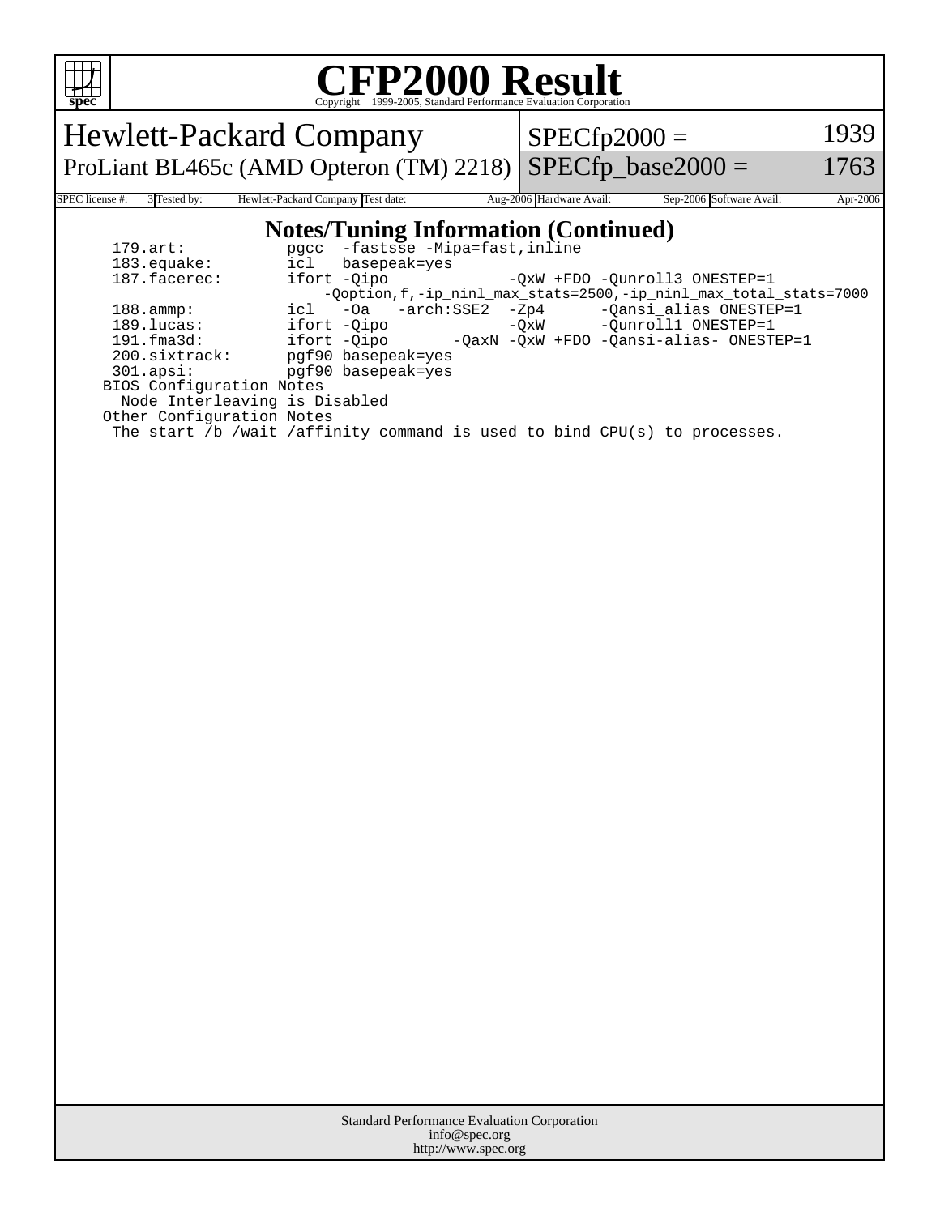# CFP2000 Result

Copyright 1999-2005, Standard Performance Evaluation Corporation

## Hewlett-Packard Company

ProLiant BL465c (AMD Opteron (TM) 2218)

SPECfp2000 = 1939

SPECfp_base2000 = 1763

| SPEC license #: | 3 | Tested by: | Hewlett-Packard Company | Test date: | Aug-2006 | Hardware Avail: | Sep-2006 | Software Avail: | Apr-2006 |
|---|---|---|---|---|---|---|---|---|---|

### Notes/Tuning Information (Continued)

```
   179.art:           pgcc  -fastsse -Mipa=fast,inline
   183.equake:        icl   basepeak=yes
   187.facerec:       ifort -Qipo              -QxW +FDO -Qunroll3 ONESTEP=1
                          -Qoption,f,-ip_ninl_max_stats=2500,-ip_ninl_max_total_stats=7000
   188.ammp:          icl   -Oa   -arch:SSE2  -Zp4      -Qansi_alias ONESTEP=1
   189.lucas:         ifort -Qipo              -QxW      -Qunroll1 ONESTEP=1
   191.fma3d:         ifort -Qipo       -QaxN -QxW +FDO -Qansi-alias- ONESTEP=1
   200.sixtrack:      pgf90 basepeak=yes
   301.apsi:          pgf90 basepeak=yes
  BIOS Configuration Notes
    Node Interleaving is Disabled
  Other Configuration Notes
   The start /b /wait /affinity command is used to bind CPU(s) to processes.
```

Standard Performance Evaluation Corporation
info@spec.org
http://www.spec.org